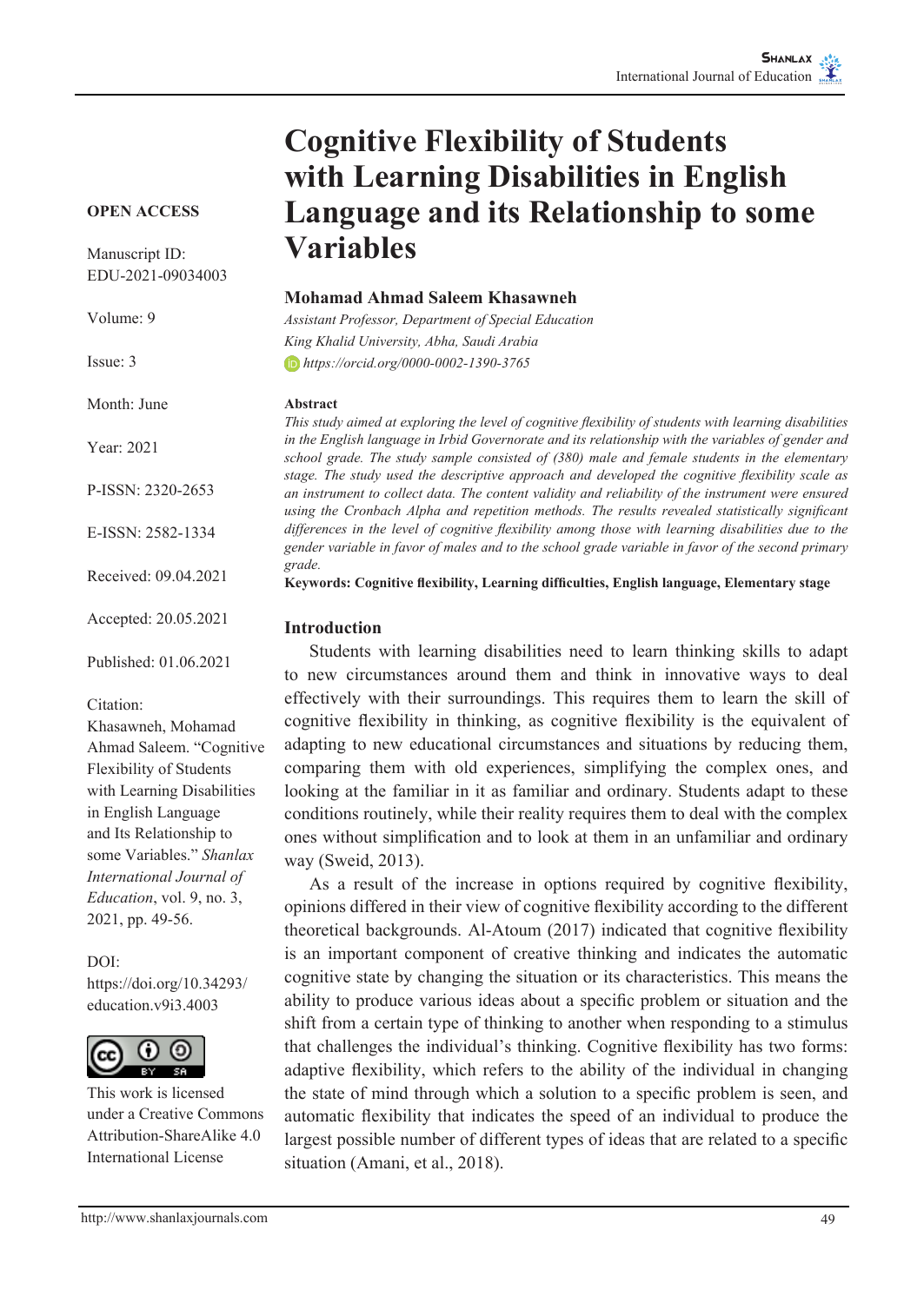# Cognitive Flexibility of Students with Learning Disabilities in English Language and its Relationship to some Variables

**OPEN ACCESS**

Manuscript ID: EDU-2021-09034003

Volume: 9

Issue: 3

Month: June

Year: 2021

P-ISSN: 2320-2653

E-ISSN: 2582-1334

Received: 09.04.2021

Accepted: 20.05.2021

Published: 01.06.2021

Citation:
Khasawneh, Mohamad Ahmad Saleem. "Cognitive Flexibility of Students with Learning Disabilities in English Language and Its Relationship to some Variables." *Shanlax International Journal of Education*, vol. 9, no. 3, 2021, pp. 49-56.

DOI:
https://doi.org/10.34293/education.v9i3.4003

This work is licensed under a Creative Commons Attribution-ShareAlike 4.0 International License

**Mohamad Ahmad Saleem Khasawneh**

*Assistant Professor, Department of Special Education*
*King Khalid University, Abha, Saudi Arabia*
*https://orcid.org/0000-0002-1390-3765*

### Abstract

*This study aimed at exploring the level of cognitive flexibility of students with learning disabilities in the English language in Irbid Governorate and its relationship with the variables of gender and school grade. The study sample consisted of (380) male and female students in the elementary stage. The study used the descriptive approach and developed the cognitive flexibility scale as an instrument to collect data. The content validity and reliability of the instrument were ensured using the Cronbach Alpha and repetition methods. The results revealed statistically significant differences in the level of cognitive flexibility among those with learning disabilities due to the gender variable in favor of males and to the school grade variable in favor of the second primary grade.*

**Keywords: Cognitive flexibility, Learning difficulties, English language, Elementary stage**

## Introduction

Students with learning disabilities need to learn thinking skills to adapt to new circumstances around them and think in innovative ways to deal effectively with their surroundings. This requires them to learn the skill of cognitive flexibility in thinking, as cognitive flexibility is the equivalent of adapting to new educational circumstances and situations by reducing them, comparing them with old experiences, simplifying the complex ones, and looking at the familiar in it as familiar and ordinary. Students adapt to these conditions routinely, while their reality requires them to deal with the complex ones without simplification and to look at them in an unfamiliar and ordinary way (Sweid, 2013).

As a result of the increase in options required by cognitive flexibility, opinions differed in their view of cognitive flexibility according to the different theoretical backgrounds. Al-Atoum (2017) indicated that cognitive flexibility is an important component of creative thinking and indicates the automatic cognitive state by changing the situation or its characteristics. This means the ability to produce various ideas about a specific problem or situation and the shift from a certain type of thinking to another when responding to a stimulus that challenges the individual's thinking. Cognitive flexibility has two forms: adaptive flexibility, which refers to the ability of the individual in changing the state of mind through which a solution to a specific problem is seen, and automatic flexibility that indicates the speed of an individual to produce the largest possible number of different types of ideas that are related to a specific situation (Amani, et al., 2018).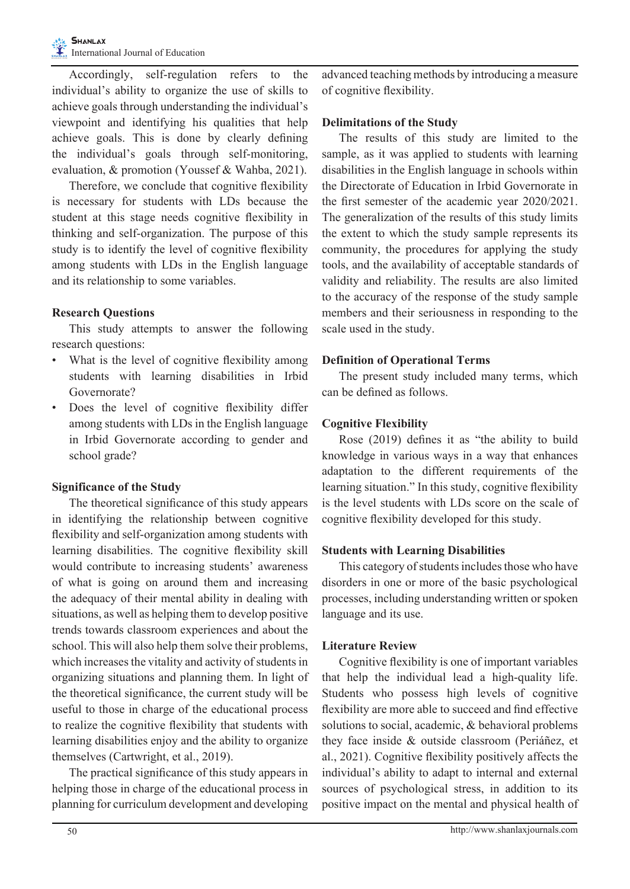Accordingly, self-regulation refers to the individual's ability to organize the use of skills to achieve goals through understanding the individual's viewpoint and identifying his qualities that help achieve goals. This is done by clearly defining the individual's goals through self-monitoring, evaluation, & promotion (Youssef & Wahba, 2021).

Therefore, we conclude that cognitive flexibility is necessary for students with LDs because the student at this stage needs cognitive flexibility in thinking and self-organization. The purpose of this study is to identify the level of cognitive flexibility among students with LDs in the English language and its relationship to some variables.

### Research Questions

This study attempts to answer the following research questions:

- What is the level of cognitive flexibility among students with learning disabilities in Irbid Governorate?
- Does the level of cognitive flexibility differ among students with LDs in the English language in Irbid Governorate according to gender and school grade?

### Significance of the Study

The theoretical significance of this study appears in identifying the relationship between cognitive flexibility and self-organization among students with learning disabilities. The cognitive flexibility skill would contribute to increasing students' awareness of what is going on around them and increasing the adequacy of their mental ability in dealing with situations, as well as helping them to develop positive trends towards classroom experiences and about the school. This will also help them solve their problems, which increases the vitality and activity of students in organizing situations and planning them. In light of the theoretical significance, the current study will be useful to those in charge of the educational process to realize the cognitive flexibility that students with learning disabilities enjoy and the ability to organize themselves (Cartwright, et al., 2019).

The practical significance of this study appears in helping those in charge of the educational process in planning for curriculum development and developing advanced teaching methods by introducing a measure of cognitive flexibility.

### Delimitations of the Study

The results of this study are limited to the sample, as it was applied to students with learning disabilities in the English language in schools within the Directorate of Education in Irbid Governorate in the first semester of the academic year 2020/2021. The generalization of the results of this study limits the extent to which the study sample represents its community, the procedures for applying the study tools, and the availability of acceptable standards of validity and reliability. The results are also limited to the accuracy of the response of the study sample members and their seriousness in responding to the scale used in the study.

### Definition of Operational Terms

The present study included many terms, which can be defined as follows.

### Cognitive Flexibility

Rose (2019) defines it as "the ability to build knowledge in various ways in a way that enhances adaptation to the different requirements of the learning situation." In this study, cognitive flexibility is the level students with LDs score on the scale of cognitive flexibility developed for this study.

### Students with Learning Disabilities

This category of students includes those who have disorders in one or more of the basic psychological processes, including understanding written or spoken language and its use.

### Literature Review

Cognitive flexibility is one of important variables that help the individual lead a high-quality life. Students who possess high levels of cognitive flexibility are more able to succeed and find effective solutions to social, academic, & behavioral problems they face inside & outside classroom (Periáñez, et al., 2021). Cognitive flexibility positively affects the individual's ability to adapt to internal and external sources of psychological stress, in addition to its positive impact on the mental and physical health of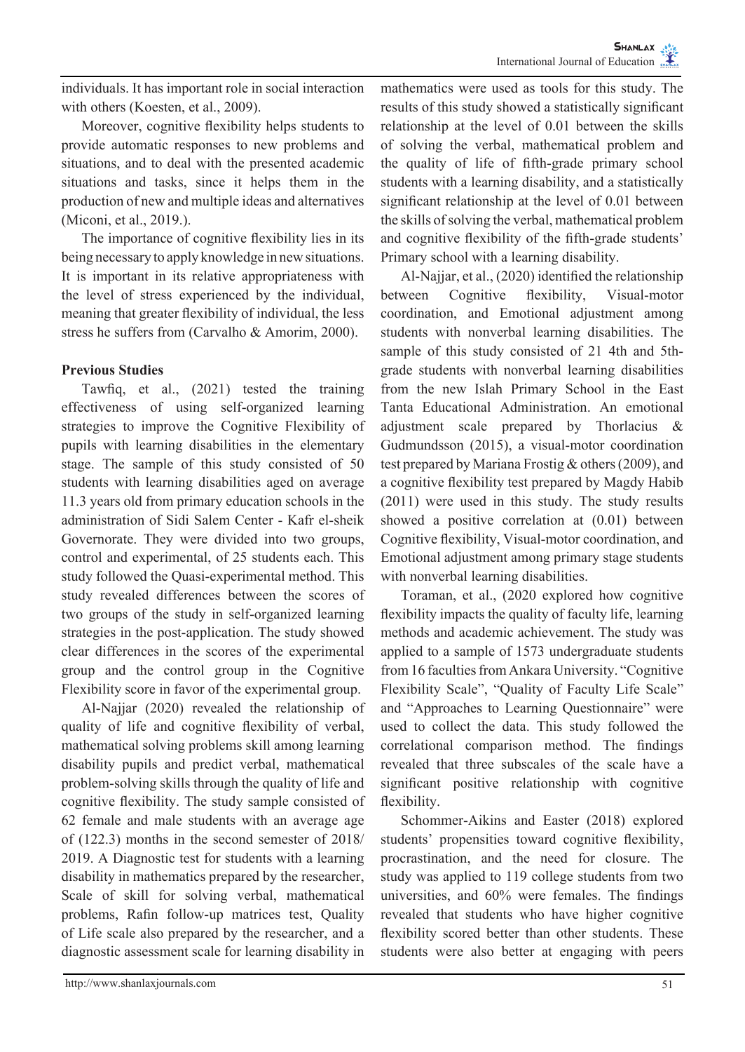individuals. It has important role in social interaction with others (Koesten, et al., 2009).

Moreover, cognitive flexibility helps students to provide automatic responses to new problems and situations, and to deal with the presented academic situations and tasks, since it helps them in the production of new and multiple ideas and alternatives (Miconi, et al., 2019.).

The importance of cognitive flexibility lies in its being necessary to apply knowledge in new situations. It is important in its relative appropriateness with the level of stress experienced by the individual, meaning that greater flexibility of individual, the less stress he suffers from (Carvalho & Amorim, 2000).

**Previous Studies**

Tawfiq, et al., (2021) tested the training effectiveness of using self-organized learning strategies to improve the Cognitive Flexibility of pupils with learning disabilities in the elementary stage. The sample of this study consisted of 50 students with learning disabilities aged on average 11.3 years old from primary education schools in the administration of Sidi Salem Center - Kafr el-sheik Governorate. They were divided into two groups, control and experimental, of 25 students each. This study followed the Quasi-experimental method. This study revealed differences between the scores of two groups of the study in self-organized learning strategies in the post-application. The study showed clear differences in the scores of the experimental group and the control group in the Cognitive Flexibility score in favor of the experimental group.

Al-Najjar (2020) revealed the relationship of quality of life and cognitive flexibility of verbal, mathematical solving problems skill among learning disability pupils and predict verbal, mathematical problem-solving skills through the quality of life and cognitive flexibility. The study sample consisted of 62 female and male students with an average age of (122.3) months in the second semester of 2018/ 2019. A Diagnostic test for students with a learning disability in mathematics prepared by the researcher, Scale of skill for solving verbal, mathematical problems, Rafin follow-up matrices test, Quality of Life scale also prepared by the researcher, and a diagnostic assessment scale for learning disability in mathematics were used as tools for this study. The results of this study showed a statistically significant relationship at the level of 0.01 between the skills of solving the verbal, mathematical problem and the quality of life of fifth-grade primary school students with a learning disability, and a statistically significant relationship at the level of 0.01 between the skills of solving the verbal, mathematical problem and cognitive flexibility of the fifth-grade students' Primary school with a learning disability.

Al-Najjar, et al., (2020) identified the relationship between Cognitive flexibility, Visual-motor coordination, and Emotional adjustment among students with nonverbal learning disabilities. The sample of this study consisted of 21 4th and 5th-grade students with nonverbal learning disabilities from the new Islah Primary School in the East Tanta Educational Administration. An emotional adjustment scale prepared by Thorlacius & Gudmundsson (2015), a visual-motor coordination test prepared by Mariana Frostig & others (2009), and a cognitive flexibility test prepared by Magdy Habib (2011) were used in this study. The study results showed a positive correlation at (0.01) between Cognitive flexibility, Visual-motor coordination, and Emotional adjustment among primary stage students with nonverbal learning disabilities.

Toraman, et al., (2020 explored how cognitive flexibility impacts the quality of faculty life, learning methods and academic achievement. The study was applied to a sample of 1573 undergraduate students from 16 faculties from Ankara University. "Cognitive Flexibility Scale", "Quality of Faculty Life Scale" and "Approaches to Learning Questionnaire" were used to collect the data. This study followed the correlational comparison method. The findings revealed that three subscales of the scale have a significant positive relationship with cognitive flexibility.

Schommer-Aikins and Easter (2018) explored students' propensities toward cognitive flexibility, procrastination, and the need for closure. The study was applied to 119 college students from two universities, and 60% were females. The findings revealed that students who have higher cognitive flexibility scored better than other students. These students were also better at engaging with peers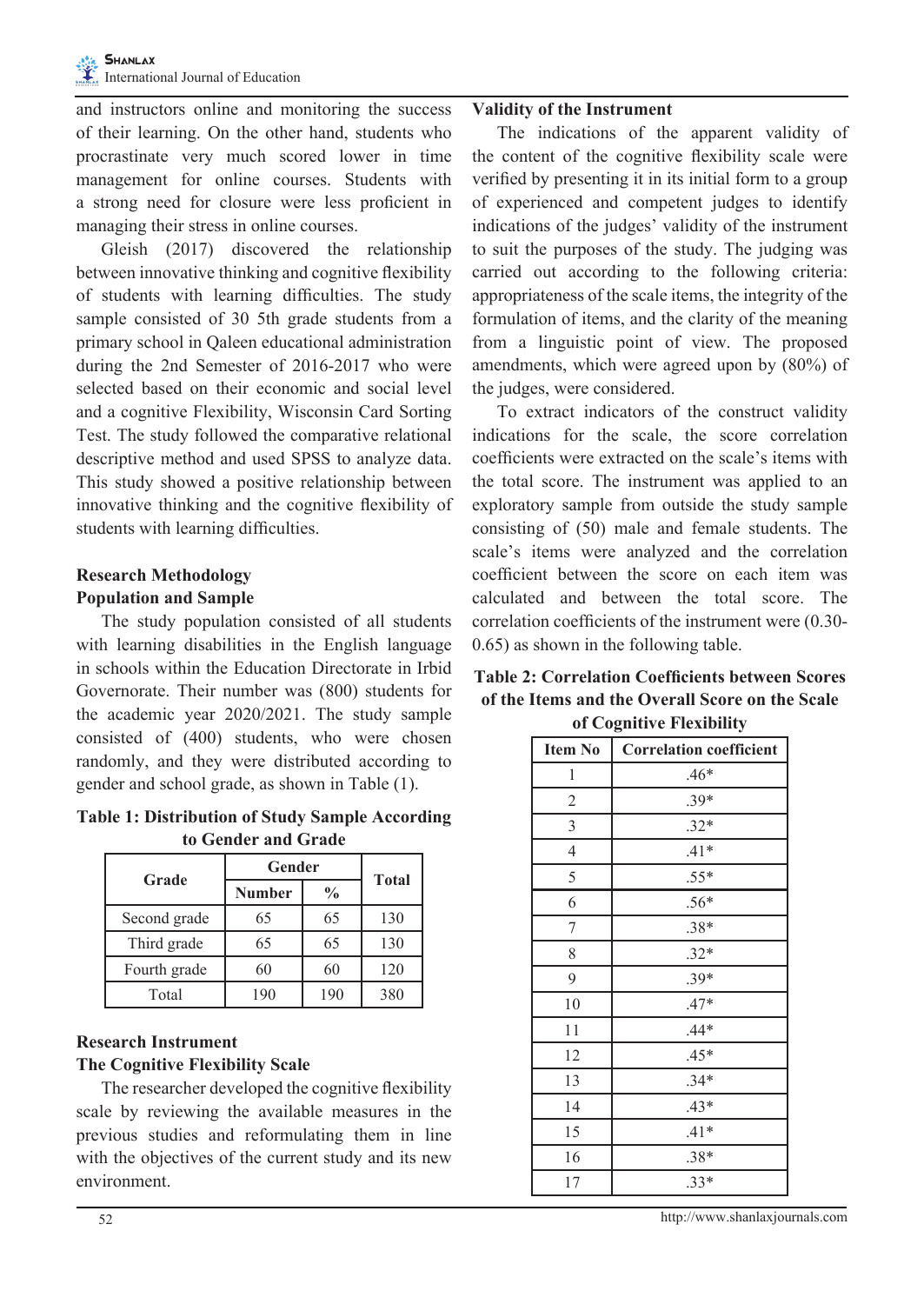and instructors online and monitoring the success of their learning. On the other hand, students who procrastinate very much scored lower in time management for online courses. Students with a strong need for closure were less proficient in managing their stress in online courses.

Gleish (2017) discovered the relationship between innovative thinking and cognitive flexibility of students with learning difficulties. The study sample consisted of 30 5th grade students from a primary school in Qaleen educational administration during the 2nd Semester of 2016-2017 who were selected based on their economic and social level and a cognitive Flexibility, Wisconsin Card Sorting Test. The study followed the comparative relational descriptive method and used SPSS to analyze data. This study showed a positive relationship between innovative thinking and the cognitive flexibility of students with learning difficulties.

## Research Methodology

### Population and Sample

The study population consisted of all students with learning disabilities in the English language in schools within the Education Directorate in Irbid Governorate. Their number was (800) students for the academic year 2020/2021. The study sample consisted of (400) students, who were chosen randomly, and they were distributed according to gender and school grade, as shown in Table (1).

**Table 1: Distribution of Study Sample According to Gender and Grade**

| Grade | Gender | | Total |
|---|---|---|---|
| | Number | % | |
| Second grade | 65 | 65 | 130 |
| Third grade | 65 | 65 | 130 |
| Fourth grade | 60 | 60 | 120 |
| Total | 190 | 190 | 380 |

### Research Instrument

### The Cognitive Flexibility Scale

The researcher developed the cognitive flexibility scale by reviewing the available measures in the previous studies and reformulating them in line with the objectives of the current study and its new environment.

### Validity of the Instrument

The indications of the apparent validity of the content of the cognitive flexibility scale were verified by presenting it in its initial form to a group of experienced and competent judges to identify indications of the judges' validity of the instrument to suit the purposes of the study. The judging was carried out according to the following criteria: appropriateness of the scale items, the integrity of the formulation of items, and the clarity of the meaning from a linguistic point of view. The proposed amendments, which were agreed upon by (80%) of the judges, were considered.

To extract indicators of the construct validity indications for the scale, the score correlation coefficients were extracted on the scale's items with the total score. The instrument was applied to an exploratory sample from outside the study sample consisting of (50) male and female students. The scale's items were analyzed and the correlation coefficient between the score on each item was calculated and between the total score. The correlation coefficients of the instrument were (0.30-0.65) as shown in the following table.

**Table 2: Correlation Coefficients between Scores of the Items and the Overall Score on the Scale of Cognitive Flexibility**

| Item No | Correlation coefficient |
|---|---|
| 1 | .46* |
| 2 | .39* |
| 3 | .32* |
| 4 | .41* |
| 5 | .55* |
| 6 | .56* |
| 7 | .38* |
| 8 | .32* |
| 9 | .39* |
| 10 | .47* |
| 11 | .44* |
| 12 | .45* |
| 13 | .34* |
| 14 | .43* |
| 15 | .41* |
| 16 | .38* |
| 17 | .33* |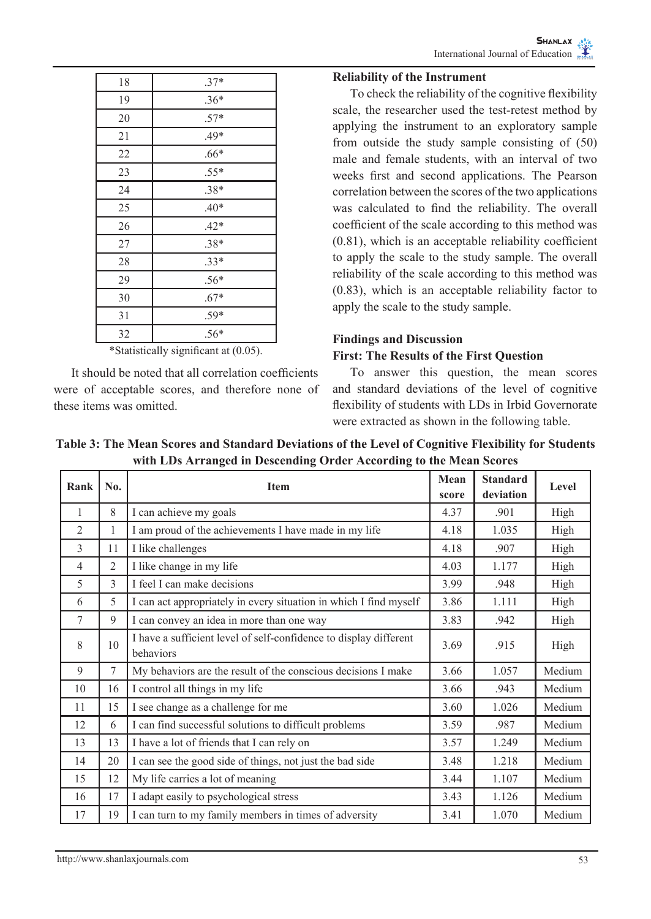| 18 | .37* |
|---|---|
| 19 | .36* |
| 20 | .57* |
| 21 | .49* |
| 22 | .66* |
| 23 | .55* |
| 24 | .38* |
| 25 | .40* |
| 26 | .42* |
| 27 | .38* |
| 28 | .33* |
| 29 | .56* |
| 30 | .67* |
| 31 | .59* |
| 32 | .56* |

*Statistically significant at (0.05).

It should be noted that all correlation coefficients were of acceptable scores, and therefore none of these items was omitted.

### Reliability of the Instrument

To check the reliability of the cognitive flexibility scale, the researcher used the test-retest method by applying the instrument to an exploratory sample from outside the study sample consisting of (50) male and female students, with an interval of two weeks first and second applications. The Pearson correlation between the scores of the two applications was calculated to find the reliability. The overall coefficient of the scale according to this method was (0.81), which is an acceptable reliability coefficient to apply the scale to the study sample. The overall reliability of the scale according to this method was (0.83), which is an acceptable reliability factor to apply the scale to the study sample.

## Findings and Discussion

### First: The Results of the First Question

To answer this question, the mean scores and standard deviations of the level of cognitive flexibility of students with LDs in Irbid Governorate were extracted as shown in the following table.

**Table 3: The Mean Scores and Standard Deviations of the Level of Cognitive Flexibility for Students with LDs Arranged in Descending Order According to the Mean Scores**

| Rank | No. | Item | Mean score | Standard deviation | Level |
|---|---|---|---|---|---|
| 1 | 8 | I can achieve my goals | 4.37 | .901 | High |
| 2 | 1 | I am proud of the achievements I have made in my life | 4.18 | 1.035 | High |
| 3 | 11 | I like challenges | 4.18 | .907 | High |
| 4 | 2 | I like change in my life | 4.03 | 1.177 | High |
| 5 | 3 | I feel I can make decisions | 3.99 | .948 | High |
| 6 | 5 | I can act appropriately in every situation in which I find myself | 3.86 | 1.111 | High |
| 7 | 9 | I can convey an idea in more than one way | 3.83 | .942 | High |
| 8 | 10 | I have a sufficient level of self-confidence to display different behaviors | 3.69 | .915 | High |
| 9 | 7 | My behaviors are the result of the conscious decisions I make | 3.66 | 1.057 | Medium |
| 10 | 16 | I control all things in my life | 3.66 | .943 | Medium |
| 11 | 15 | I see change as a challenge for me | 3.60 | 1.026 | Medium |
| 12 | 6 | I can find successful solutions to difficult problems | 3.59 | .987 | Medium |
| 13 | 13 | I have a lot of friends that I can rely on | 3.57 | 1.249 | Medium |
| 14 | 20 | I can see the good side of things, not just the bad side | 3.48 | 1.218 | Medium |
| 15 | 12 | My life carries a lot of meaning | 3.44 | 1.107 | Medium |
| 16 | 17 | I adapt easily to psychological stress | 3.43 | 1.126 | Medium |
| 17 | 19 | I can turn to my family members in times of adversity | 3.41 | 1.070 | Medium |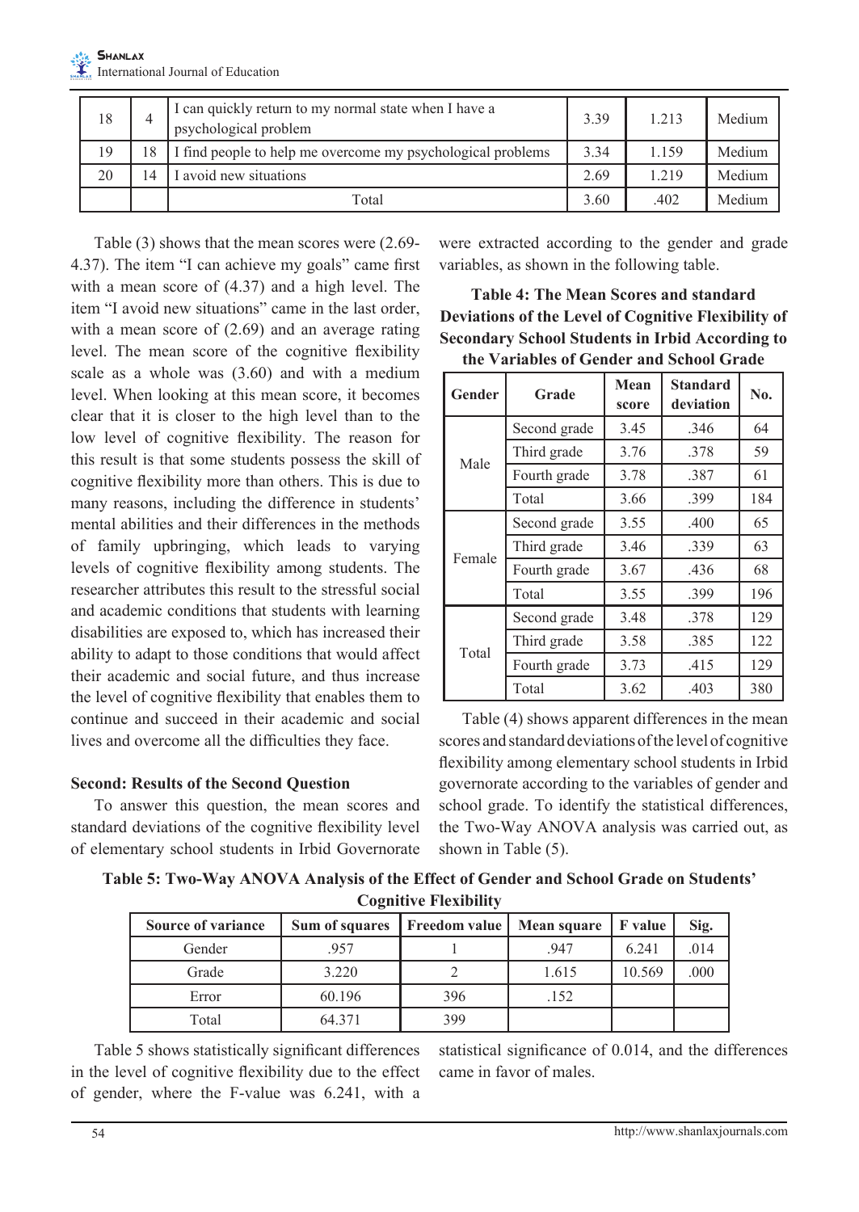| 18 | 4 | I can quickly return to my normal state when I have a psychological problem | 3.39 | 1.213 | Medium |
|---|---|---|---|---|---|
| 19 | 18 | I find people to help me overcome my psychological problems | 3.34 | 1.159 | Medium |
| 20 | 14 | I avoid new situations | 2.69 | 1.219 | Medium |
| | | Total | 3.60 | .402 | Medium |

Table (3) shows that the mean scores were (2.69-4.37). The item "I can achieve my goals" came first with a mean score of (4.37) and a high level. The item "I avoid new situations" came in the last order, with a mean score of (2.69) and an average rating level. The mean score of the cognitive flexibility scale as a whole was (3.60) and with a medium level. When looking at this mean score, it becomes clear that it is closer to the high level than to the low level of cognitive flexibility. The reason for this result is that some students possess the skill of cognitive flexibility more than others. This is due to many reasons, including the difference in students' mental abilities and their differences in the methods of family upbringing, which leads to varying levels of cognitive flexibility among students. The researcher attributes this result to the stressful social and academic conditions that students with learning disabilities are exposed to, which has increased their ability to adapt to those conditions that would affect their academic and social future, and thus increase the level of cognitive flexibility that enables them to continue and succeed in their academic and social lives and overcome all the difficulties they face.

**Second: Results of the Second Question**

To answer this question, the mean scores and standard deviations of the cognitive flexibility level of elementary school students in Irbid Governorate were extracted according to the gender and grade variables, as shown in the following table.

**Table 4: The Mean Scores and standard Deviations of the Level of Cognitive Flexibility of Secondary School Students in Irbid According to the Variables of Gender and School Grade**

| Gender | Grade | Mean score | Standard deviation | No. |
|---|---|---|---|---|
| Male | Second grade | 3.45 | .346 | 64 |
| | Third grade | 3.76 | .378 | 59 |
| | Fourth grade | 3.78 | .387 | 61 |
| | Total | 3.66 | .399 | 184 |
| Female | Second grade | 3.55 | .400 | 65 |
| | Third grade | 3.46 | .339 | 63 |
| | Fourth grade | 3.67 | .436 | 68 |
| | Total | 3.55 | .399 | 196 |
| Total | Second grade | 3.48 | .378 | 129 |
| | Third grade | 3.58 | .385 | 122 |
| | Fourth grade | 3.73 | .415 | 129 |
| | Total | 3.62 | .403 | 380 |

Table (4) shows apparent differences in the mean scores and standard deviations of the level of cognitive flexibility among elementary school students in Irbid governorate according to the variables of gender and school grade. To identify the statistical differences, the Two-Way ANOVA analysis was carried out, as shown in Table (5).

**Table 5: Two-Way ANOVA Analysis of the Effect of Gender and School Grade on Students' Cognitive Flexibility**

| Source of variance | Sum of squares | Freedom value | Mean square | F value | Sig. |
|---|---|---|---|---|---|
| Gender | .957 | 1 | .947 | 6.241 | .014 |
| Grade | 3.220 | 2 | 1.615 | 10.569 | .000 |
| Error | 60.196 | 396 | .152 | | |
| Total | 64.371 | 399 | | | |

Table 5 shows statistically significant differences in the level of cognitive flexibility due to the effect of gender, where the F-value was 6.241, with a statistical significance of 0.014, and the differences came in favor of males.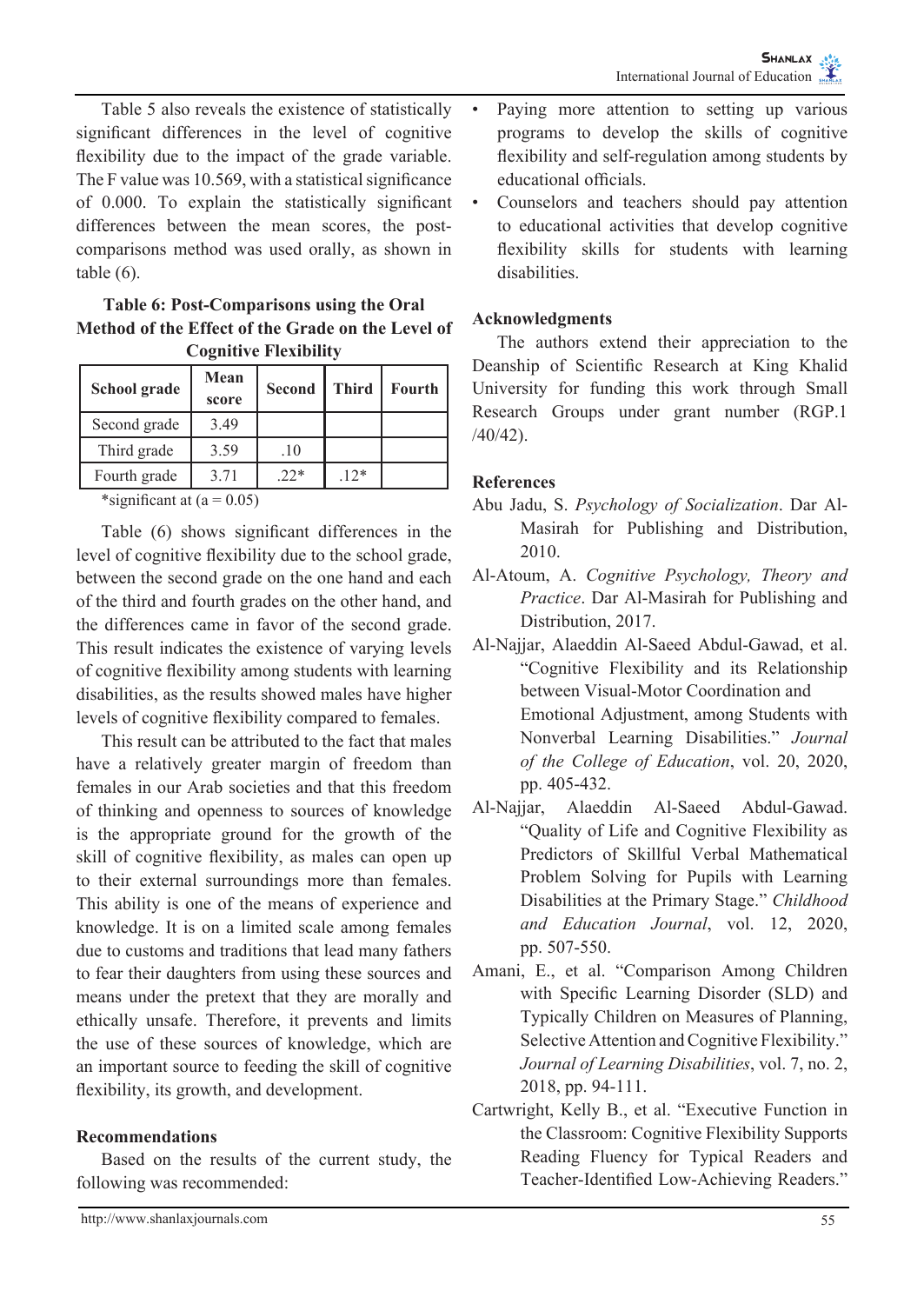Table 5 also reveals the existence of statistically significant differences in the level of cognitive flexibility due to the impact of the grade variable. The F value was 10.569, with a statistical significance of 0.000. To explain the statistically significant differences between the mean scores, the post-comparisons method was used orally, as shown in table (6).

**Table 6: Post-Comparisons using the Oral Method of the Effect of the Grade on the Level of Cognitive Flexibility**

| School grade | Mean score | Second | Third | Fourth |
|---|---|---|---|---|
| Second grade | 3.49 | | | |
| Third grade | 3.59 | .10 | | |
| Fourth grade | 3.71 | .22* | .12* | |

*significant at (a = 0.05)

Table (6) shows significant differences in the level of cognitive flexibility due to the school grade, between the second grade on the one hand and each of the third and fourth grades on the other hand, and the differences came in favor of the second grade. This result indicates the existence of varying levels of cognitive flexibility among students with learning disabilities, as the results showed males have higher levels of cognitive flexibility compared to females.

This result can be attributed to the fact that males have a relatively greater margin of freedom than females in our Arab societies and that this freedom of thinking and openness to sources of knowledge is the appropriate ground for the growth of the skill of cognitive flexibility, as males can open up to their external surroundings more than females. This ability is one of the means of experience and knowledge. It is on a limited scale among females due to customs and traditions that lead many fathers to fear their daughters from using these sources and means under the pretext that they are morally and ethically unsafe. Therefore, it prevents and limits the use of these sources of knowledge, which are an important source to feeding the skill of cognitive flexibility, its growth, and development.

## Recommendations

Based on the results of the current study, the following was recommended:

- Paying more attention to setting up various programs to develop the skills of cognitive flexibility and self-regulation among students by educational officials.
- Counselors and teachers should pay attention to educational activities that develop cognitive flexibility skills for students with learning disabilities.

## Acknowledgments

The authors extend their appreciation to the Deanship of Scientific Research at King Khalid University for funding this work through Small Research Groups under grant number (RGP.1 /40/42).

## References

Abu Jadu, S. *Psychology of Socialization*. Dar Al-Masirah for Publishing and Distribution, 2010.

Al-Atoum, A. *Cognitive Psychology, Theory and Practice*. Dar Al-Masirah for Publishing and Distribution, 2017.

Al-Najjar, Alaeddin Al-Saeed Abdul-Gawad, et al. "Cognitive Flexibility and its Relationship between Visual-Motor Coordination and Emotional Adjustment, among Students with Nonverbal Learning Disabilities." *Journal of the College of Education*, vol. 20, 2020, pp. 405-432.

Al-Najjar, Alaeddin Al-Saeed Abdul-Gawad. "Quality of Life and Cognitive Flexibility as Predictors of Skillful Verbal Mathematical Problem Solving for Pupils with Learning Disabilities at the Primary Stage." *Childhood and Education Journal*, vol. 12, 2020, pp. 507-550.

Amani, E., et al. "Comparison Among Children with Specific Learning Disorder (SLD) and Typically Children on Measures of Planning, Selective Attention and Cognitive Flexibility." *Journal of Learning Disabilities*, vol. 7, no. 2, 2018, pp. 94-111.

Cartwright, Kelly B., et al. "Executive Function in the Classroom: Cognitive Flexibility Supports Reading Fluency for Typical Readers and Teacher-Identified Low-Achieving Readers."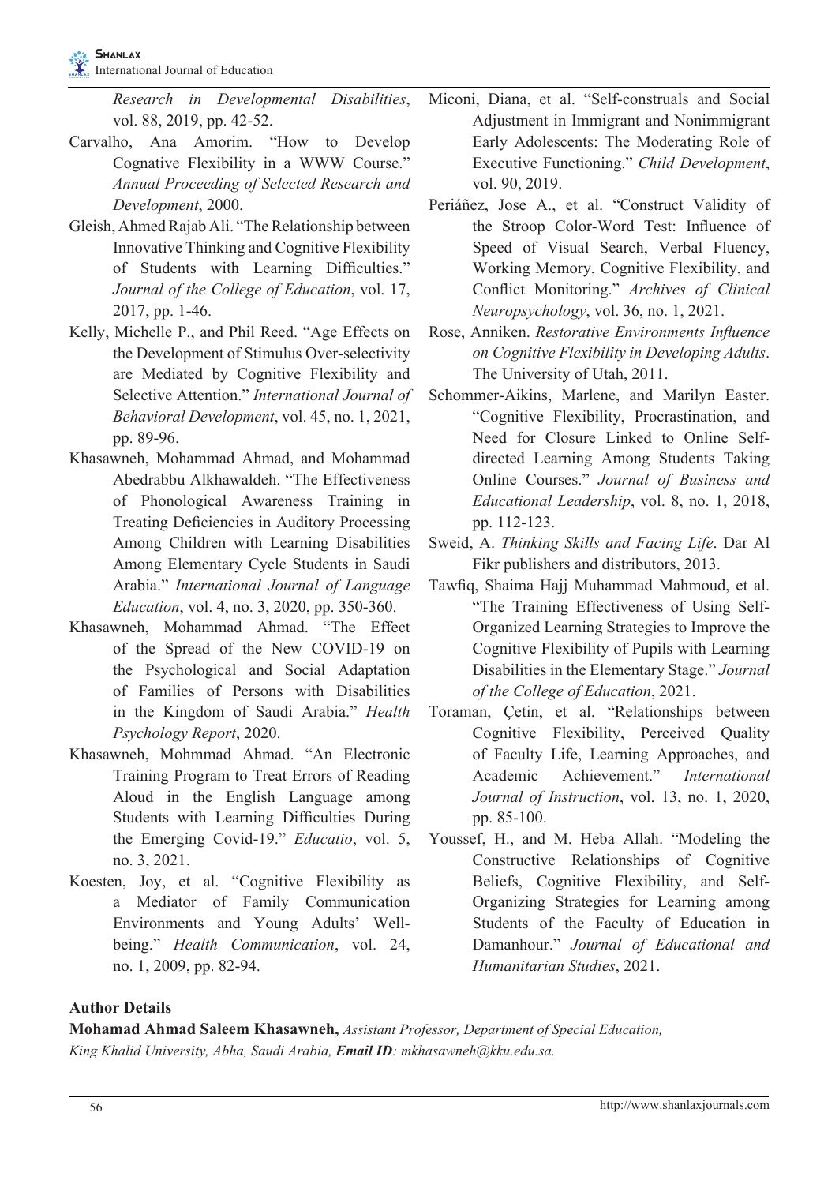*Research in Developmental Disabilities*, vol. 88, 2019, pp. 42-52.

Carvalho, Ana Amorim. "How to Develop Cognative Flexibility in a WWW Course." *Annual Proceeding of Selected Research and Development*, 2000.

Gleish, Ahmed Rajab Ali. "The Relationship between Innovative Thinking and Cognitive Flexibility of Students with Learning Difficulties." *Journal of the College of Education*, vol. 17, 2017, pp. 1-46.

Kelly, Michelle P., and Phil Reed. "Age Effects on the Development of Stimulus Over-selectivity are Mediated by Cognitive Flexibility and Selective Attention." *International Journal of Behavioral Development*, vol. 45, no. 1, 2021, pp. 89-96.

Khasawneh, Mohammad Ahmad, and Mohammad Abedrabbu Alkhawaldeh. "The Effectiveness of Phonological Awareness Training in Treating Deficiencies in Auditory Processing Among Children with Learning Disabilities Among Elementary Cycle Students in Saudi Arabia." *International Journal of Language Education*, vol. 4, no. 3, 2020, pp. 350-360.

Khasawneh, Mohammad Ahmad. "The Effect of the Spread of the New COVID-19 on the Psychological and Social Adaptation of Families of Persons with Disabilities in the Kingdom of Saudi Arabia." *Health Psychology Report*, 2020.

Khasawneh, Mohmmad Ahmad. "An Electronic Training Program to Treat Errors of Reading Aloud in the English Language among Students with Learning Difficulties During the Emerging Covid-19." *Educatio*, vol. 5, no. 3, 2021.

Koesten, Joy, et al. "Cognitive Flexibility as a Mediator of Family Communication Environments and Young Adults' Well-being." *Health Communication*, vol. 24, no. 1, 2009, pp. 82-94.

Miconi, Diana, et al. "Self-construals and Social Adjustment in Immigrant and Nonimmigrant Early Adolescents: The Moderating Role of Executive Functioning." *Child Development*, vol. 90, 2019.

Periáñez, Jose A., et al. "Construct Validity of the Stroop Color-Word Test: Influence of Speed of Visual Search, Verbal Fluency, Working Memory, Cognitive Flexibility, and Conflict Monitoring." *Archives of Clinical Neuropsychology*, vol. 36, no. 1, 2021.

Rose, Anniken. *Restorative Environments Influence on Cognitive Flexibility in Developing Adults*. The University of Utah, 2011.

Schommer-Aikins, Marlene, and Marilyn Easter. "Cognitive Flexibility, Procrastination, and Need for Closure Linked to Online Self-directed Learning Among Students Taking Online Courses." *Journal of Business and Educational Leadership*, vol. 8, no. 1, 2018, pp. 112-123.

Sweid, A. *Thinking Skills and Facing Life*. Dar Al Fikr publishers and distributors, 2013.

Tawfiq, Shaima Hajj Muhammad Mahmoud, et al. "The Training Effectiveness of Using Self-Organized Learning Strategies to Improve the Cognitive Flexibility of Pupils with Learning Disabilities in the Elementary Stage." *Journal of the College of Education*, 2021.

Toraman, Çetin, et al. "Relationships between Cognitive Flexibility, Perceived Quality of Faculty Life, Learning Approaches, and Academic Achievement." *International Journal of Instruction*, vol. 13, no. 1, 2020, pp. 85-100.

Youssef, H., and M. Heba Allah. "Modeling the Constructive Relationships of Cognitive Beliefs, Cognitive Flexibility, and Self-Organizing Strategies for Learning among Students of the Faculty of Education in Damanhour." *Journal of Educational and Humanitarian Studies*, 2021.

**Author Details**

**Mohamad Ahmad Saleem Khasawneh,** *Assistant Professor, Department of Special Education, King Khalid University, Abha, Saudi Arabia,* ***Email ID****: mkhasawneh@kku.edu.sa.*